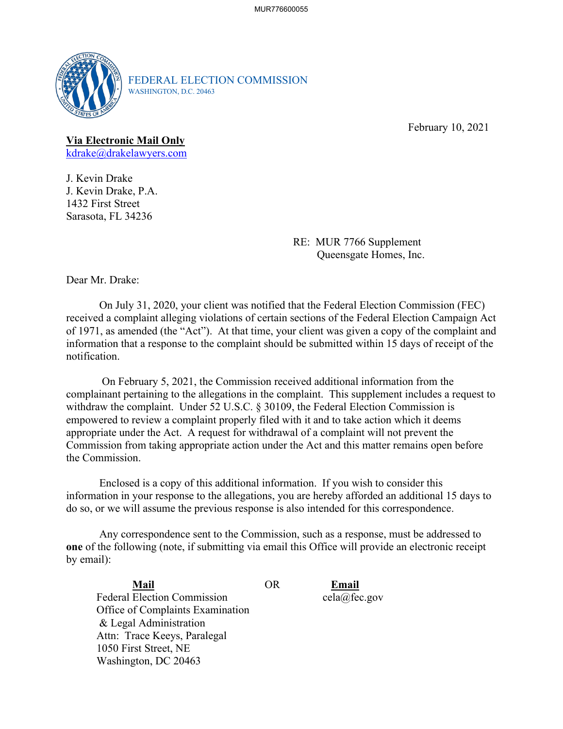FEDERAL ELECTION COMMISSION
WASHINGTON, D.C. 20463

February 10, 2021

**Via Electronic Mail Only**
kdrake@drakelawyers.com

J. Kevin Drake
J. Kevin Drake, P.A.
1432 First Street
Sarasota, FL 34236

RE: MUR 7766 Supplement
Queensgate Homes, Inc.

Dear Mr. Drake:

On July 31, 2020, your client was notified that the Federal Election Commission (FEC) received a complaint alleging violations of certain sections of the Federal Election Campaign Act of 1971, as amended (the "Act"). At that time, your client was given a copy of the complaint and information that a response to the complaint should be submitted within 15 days of receipt of the notification.

On February 5, 2021, the Commission received additional information from the complainant pertaining to the allegations in the complaint. This supplement includes a request to withdraw the complaint. Under 52 U.S.C. § 30109, the Federal Election Commission is empowered to review a complaint properly filed with it and to take action which it deems appropriate under the Act. A request for withdrawal of a complaint will not prevent the Commission from taking appropriate action under the Act and this matter remains open before the Commission.

Enclosed is a copy of this additional information. If you wish to consider this information in your response to the allegations, you are hereby afforded an additional 15 days to do so, or we will assume the previous response is also intended for this correspondence.

Any correspondence sent to the Commission, such as a response, must be addressed to **one** of the following (note, if submitting via email this Office will provide an electronic receipt by email):

| **Mail** | OR | **Email** |
|---|---|---|
| Federal Election Commission<br>Office of Complaints Examination<br>& Legal Administration<br>Attn: Trace Keeys, Paralegal<br>1050 First Street, NE<br>Washington, DC 20463 | | cela@fec.gov |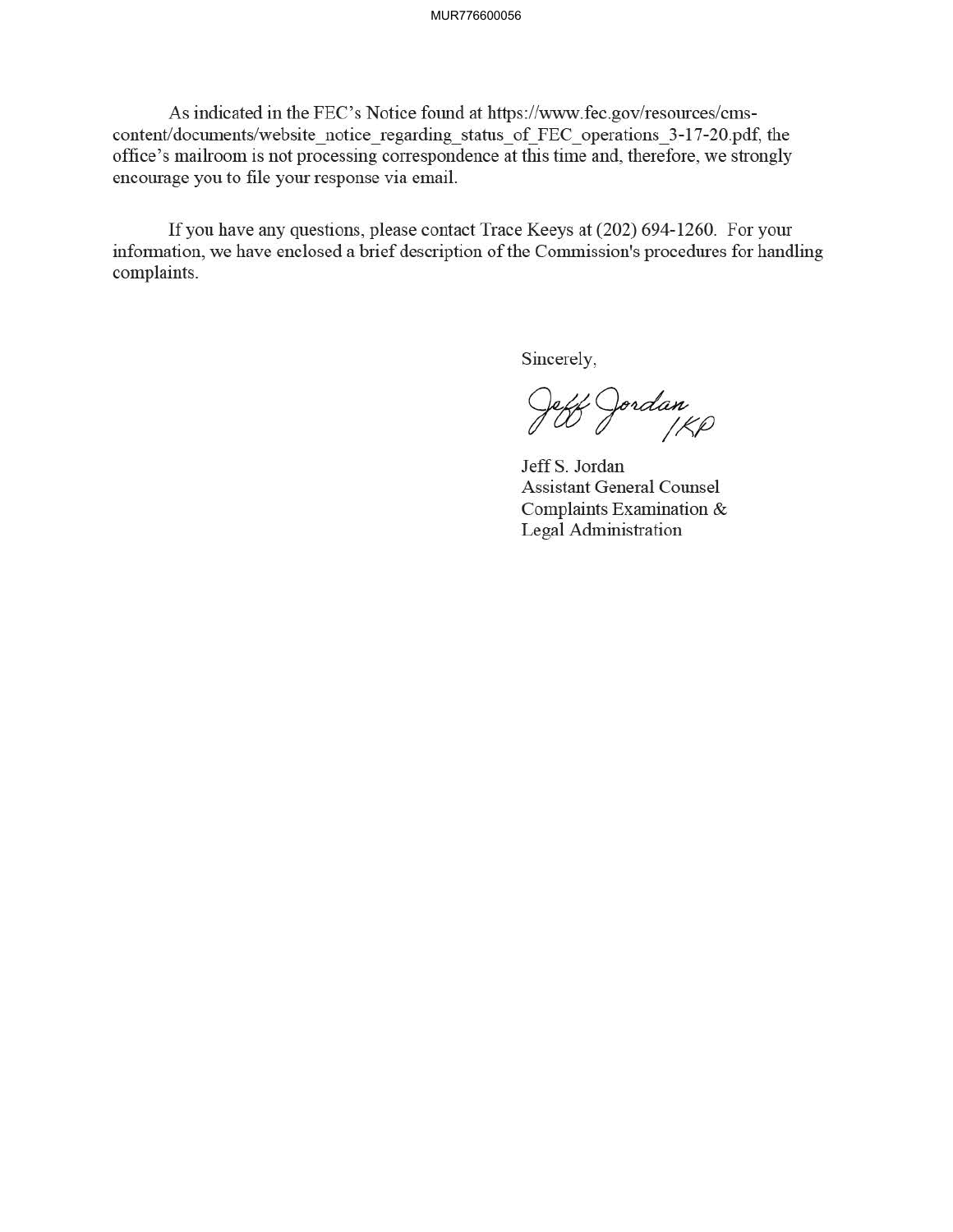As indicated in the FEC's Notice found at https://www.fec.gov/resources/cms-content/documents/website_notice_regarding_status_of_FEC_operations_3-17-20.pdf, the office's mailroom is not processing correspondence at this time and, therefore, we strongly encourage you to file your response via email.

If you have any questions, please contact Trace Keeys at (202) 694-1260. For your information, we have enclosed a brief description of the Commission's procedures for handling complaints.

Sincerely,

Jeff Jordan /KP

Jeff S. Jordan
Assistant General Counsel
Complaints Examination &
Legal Administration